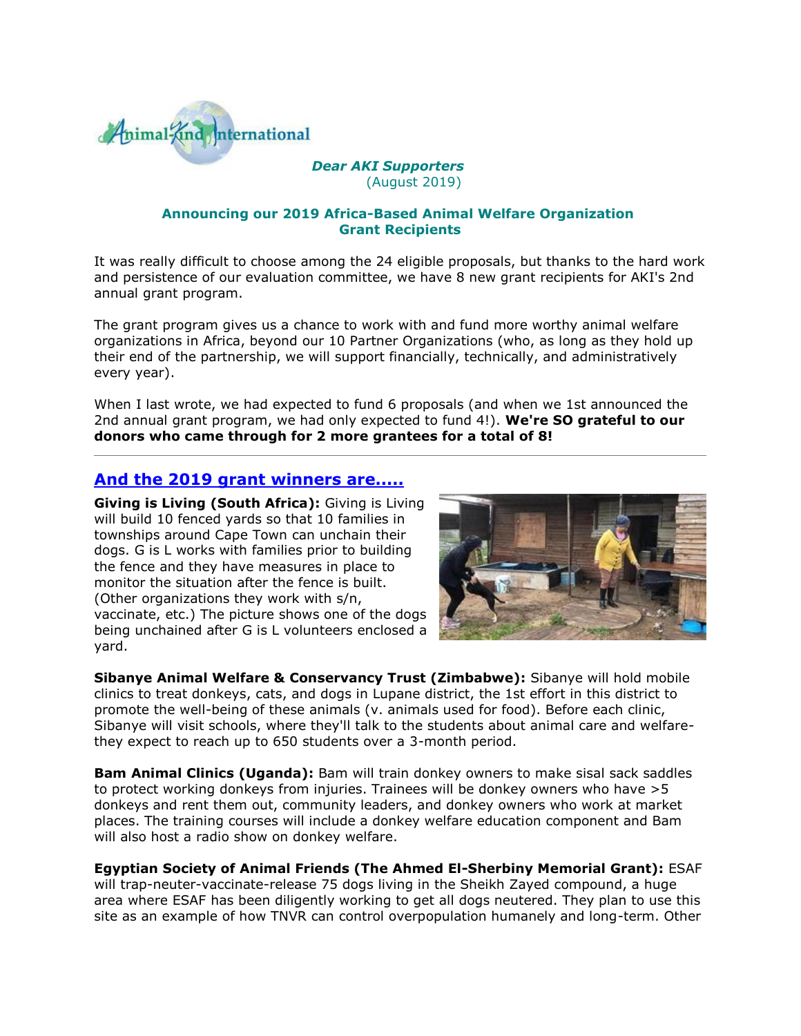***Dear AKI Supporters***
(August 2019)

**Announcing our 2019 Africa-Based Animal Welfare Organization Grant Recipients**

It was really difficult to choose among the 24 eligible proposals, but thanks to the hard work and persistence of our evaluation committee, we have 8 new grant recipients for AKI's 2nd annual grant program.

The grant program gives us a chance to work with and fund more worthy animal welfare organizations in Africa, beyond our 10 Partner Organizations (who, as long as they hold up their end of the partnership, we will support financially, technically, and administratively every year).

When I last wrote, we had expected to fund 6 proposals (and when we 1st announced the 2nd annual grant program, we had only expected to fund 4!). **We're SO grateful to our donors who came through for 2 more grantees for a total of 8!**

---

## And the 2019 grant winners are.....

**Giving is Living (South Africa):** Giving is Living will build 10 fenced yards so that 10 families in townships around Cape Town can unchain their dogs. G is L works with families prior to building the fence and they have measures in place to monitor the situation after the fence is built. (Other organizations they work with s/n, vaccinate, etc.) The picture shows one of the dogs being unchained after G is L volunteers enclosed a yard.

**Sibanye Animal Welfare & Conservancy Trust (Zimbabwe):** Sibanye will hold mobile clinics to treat donkeys, cats, and dogs in Lupane district, the 1st effort in this district to promote the well-being of these animals (v. animals used for food). Before each clinic, Sibanye will visit schools, where they'll talk to the students about animal care and welfare- they expect to reach up to 650 students over a 3-month period.

**Bam Animal Clinics (Uganda):** Bam will train donkey owners to make sisal sack saddles to protect working donkeys from injuries. Trainees will be donkey owners who have >5 donkeys and rent them out, community leaders, and donkey owners who work at market places. The training courses will include a donkey welfare education component and Bam will also host a radio show on donkey welfare.

**Egyptian Society of Animal Friends (The Ahmed El-Sherbiny Memorial Grant):** ESAF will trap-neuter-vaccinate-release 75 dogs living in the Sheikh Zayed compound, a huge area where ESAF has been diligently working to get all dogs neutered. They plan to use this site as an example of how TNVR can control overpopulation humanely and long-term. Other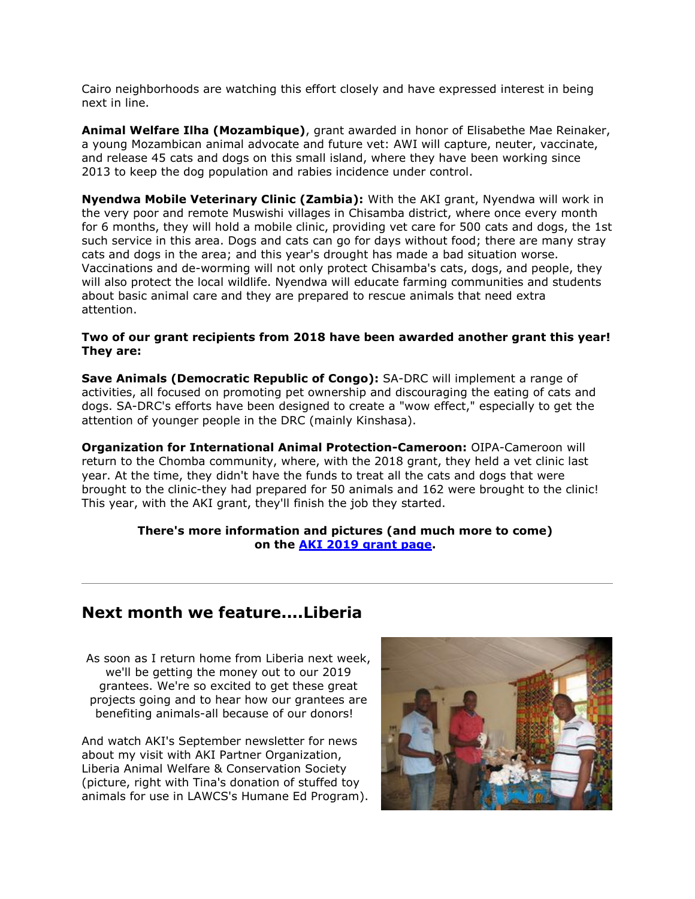Cairo neighborhoods are watching this effort closely and have expressed interest in being next in line.

**Animal Welfare Ilha (Mozambique)**, grant awarded in honor of Elisabethe Mae Reinaker, a young Mozambican animal advocate and future vet: AWI will capture, neuter, vaccinate, and release 45 cats and dogs on this small island, where they have been working since 2013 to keep the dog population and rabies incidence under control.

**Nyendwa Mobile Veterinary Clinic (Zambia):** With the AKI grant, Nyendwa will work in the very poor and remote Muswishi villages in Chisamba district, where once every month for 6 months, they will hold a mobile clinic, providing vet care for 500 cats and dogs, the 1st such service in this area. Dogs and cats can go for days without food; there are many stray cats and dogs in the area; and this year's drought has made a bad situation worse. Vaccinations and de-worming will not only protect Chisamba's cats, dogs, and people, they will also protect the local wildlife. Nyendwa will educate farming communities and students about basic animal care and they are prepared to rescue animals that need extra attention.

**Two of our grant recipients from 2018 have been awarded another grant this year! They are:**

**Save Animals (Democratic Republic of Congo):** SA-DRC will implement a range of activities, all focused on promoting pet ownership and discouraging the eating of cats and dogs. SA-DRC's efforts have been designed to create a "wow effect," especially to get the attention of younger people in the DRC (mainly Kinshasa).

**Organization for International Animal Protection-Cameroon:** OIPA-Cameroon will return to the Chomba community, where, with the 2018 grant, they held a vet clinic last year. At the time, they didn't have the funds to treat all the cats and dogs that were brought to the clinic-they had prepared for 50 animals and 162 were brought to the clinic! This year, with the AKI grant, they'll finish the job they started.

**There's more information and pictures (and much more to come) on the [AKI 2019 grant page](#).**

---

## Next month we feature....Liberia

As soon as I return home from Liberia next week, we'll be getting the money out to our 2019 grantees. We're so excited to get these great projects going and to hear how our grantees are benefiting animals-all because of our donors!

And watch AKI's September newsletter for news about my visit with AKI Partner Organization, Liberia Animal Welfare & Conservation Society (picture, right with Tina's donation of stuffed toy animals for use in LAWCS's Humane Ed Program).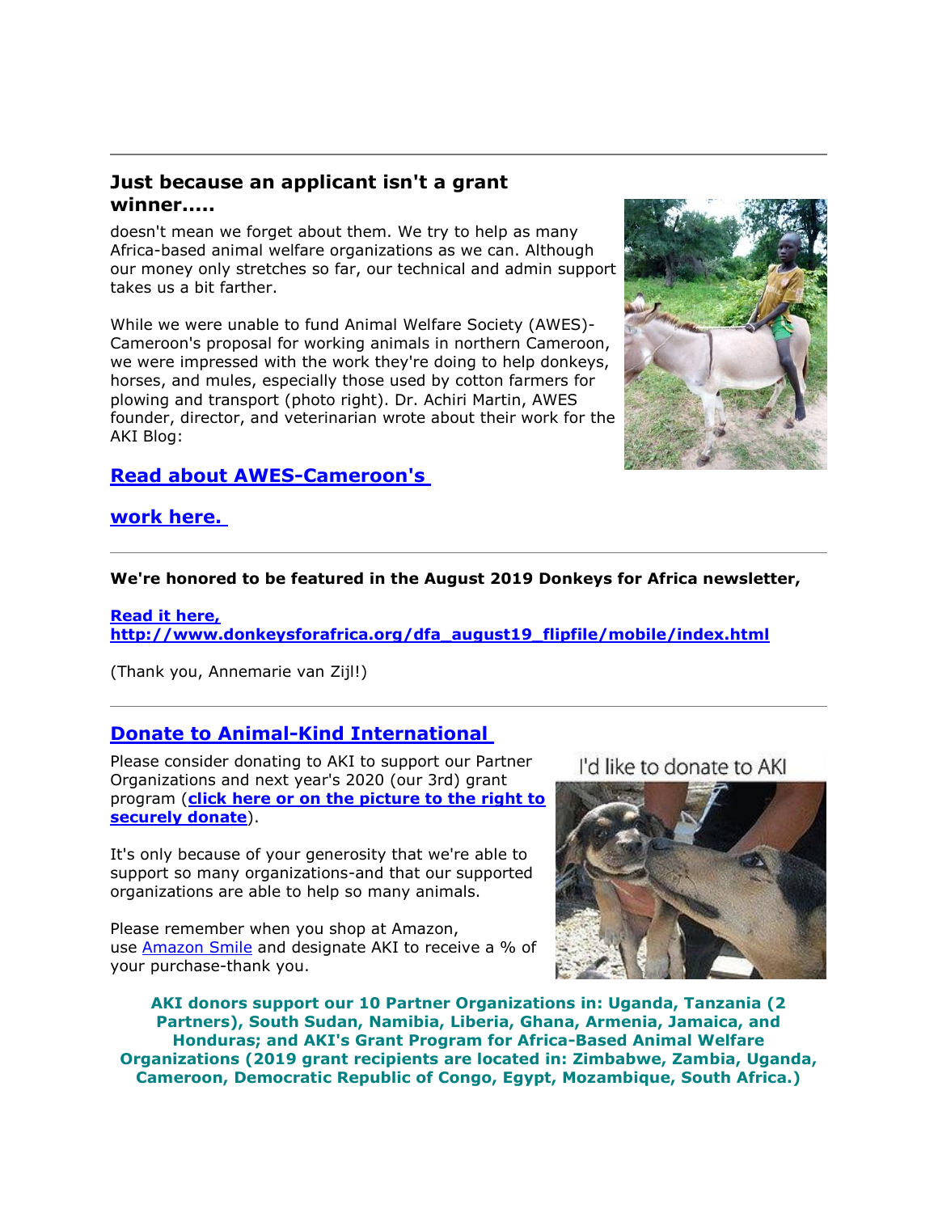---

### Just because an applicant isn't a grant winner.....

doesn't mean we forget about them. We try to help as many Africa-based animal welfare organizations as we can. Although our money only stretches so far, our technical and admin support takes us a bit farther.

While we were unable to fund Animal Welfare Society (AWES)-Cameroon's proposal for working animals in northern Cameroon, we were impressed with the work they're doing to help donkeys, horses, and mules, especially those used by cotton farmers for plowing and transport (photo right). Dr. Achiri Martin, AWES founder, director, and veterinarian wrote about their work for the AKI Blog:

### Read about AWES-Cameroon's work here.

---

**We're honored to be featured in the August 2019 Donkeys for Africa newsletter,**

**Read it here, http://www.donkeysforafrica.org/dfa_august19_flipfile/mobile/index.html**

(Thank you, Annemarie van Zijl!)

---

### Donate to Animal-Kind International

Please consider donating to AKI to support our Partner Organizations and next year's 2020 (our 3rd) grant program (**click here or on the picture to the right to securely donate**).

It's only because of your generosity that we're able to support so many organizations-and that our supported organizations are able to help so many animals.

Please remember when you shop at Amazon, use Amazon Smile and designate AKI to receive a % of your purchase-thank you.

I'd like to donate to AKI

**AKI donors support our 10 Partner Organizations in: Uganda, Tanzania (2 Partners), South Sudan, Namibia, Liberia, Ghana, Armenia, Jamaica, and Honduras; and AKI's Grant Program for Africa-Based Animal Welfare Organizations (2019 grant recipients are located in: Zimbabwe, Zambia, Uganda, Cameroon, Democratic Republic of Congo, Egypt, Mozambique, South Africa.)**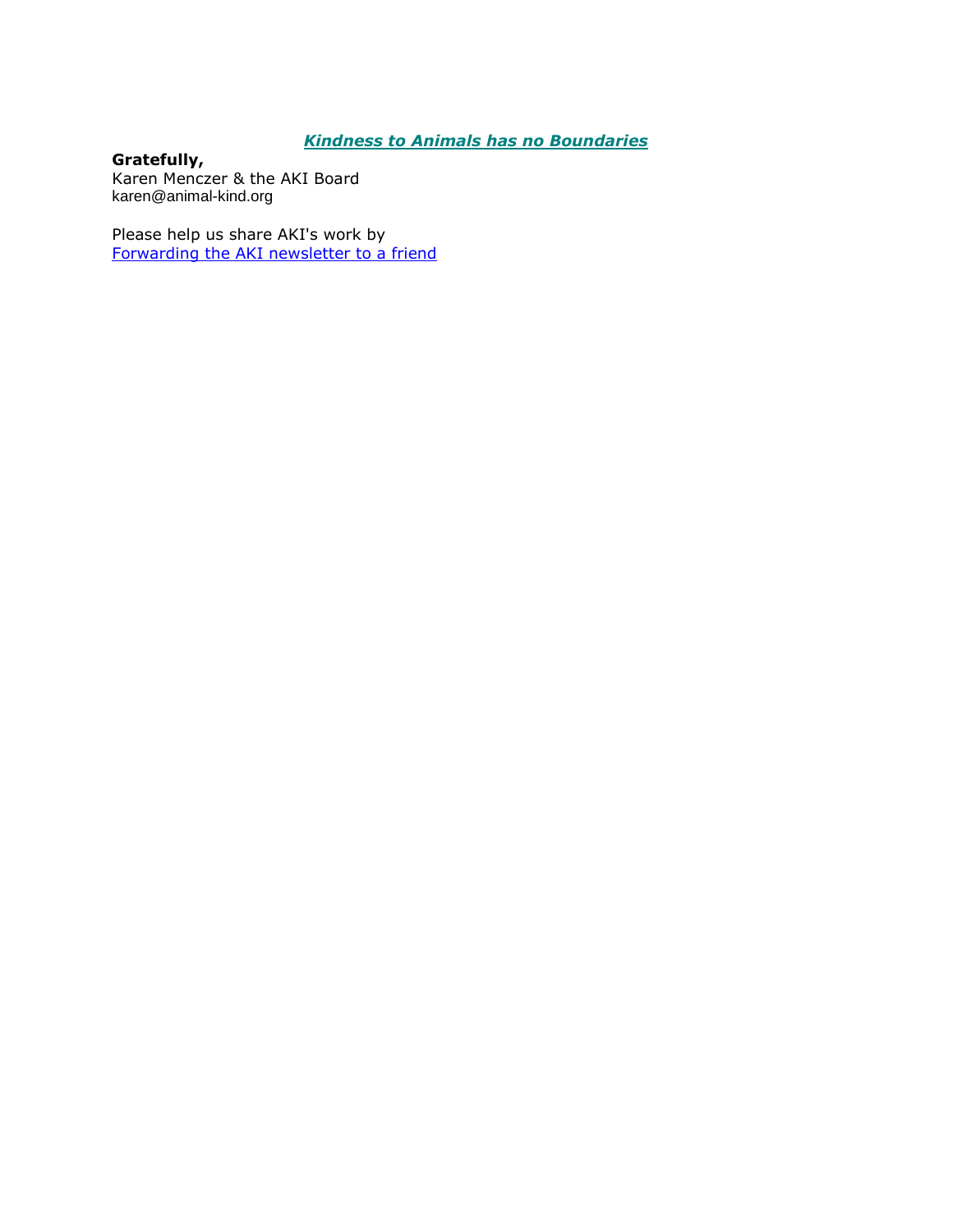***Kindness to Animals has no Boundaries***

**Gratefully,**
Karen Menczer & the AKI Board
karen@animal-kind.org

Please help us share AKI's work by
Forwarding the AKI newsletter to a friend